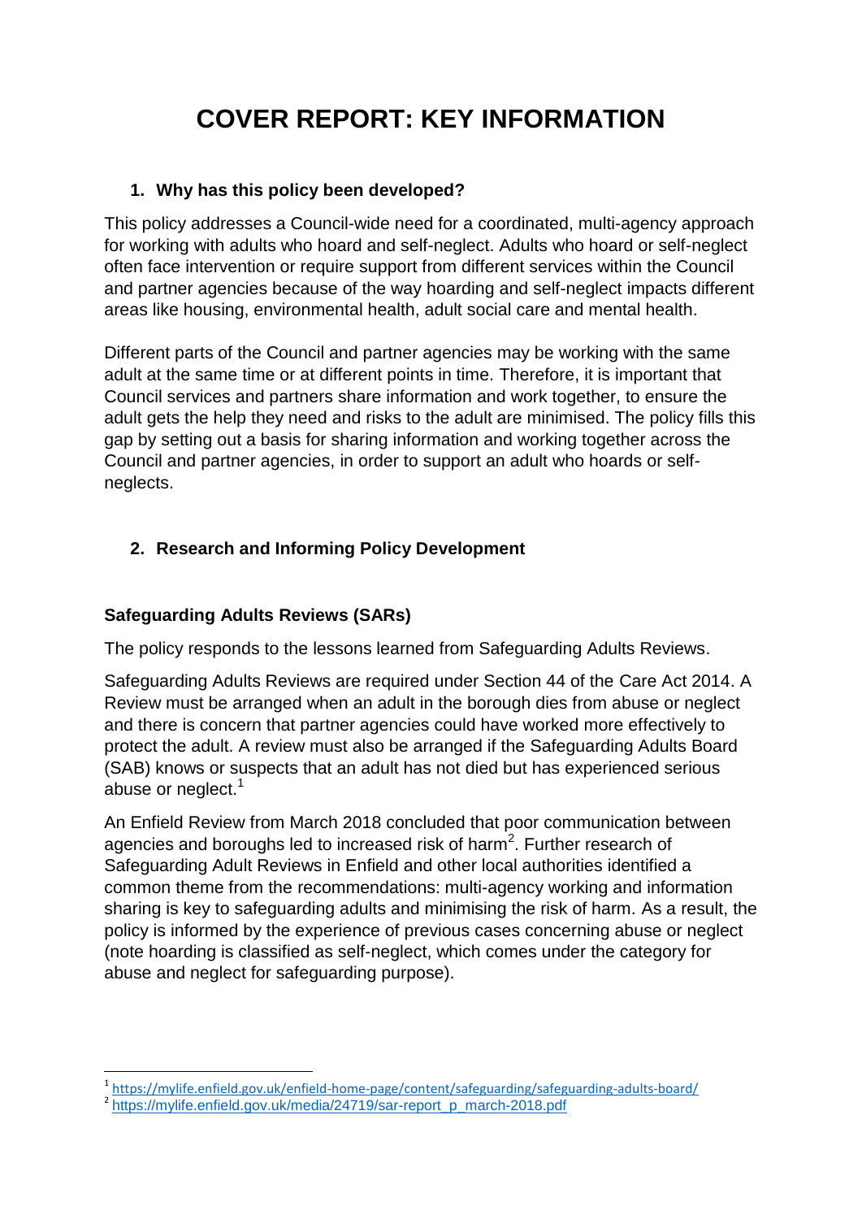# COVER REPORT: KEY INFORMATION

## 1. Why has this policy been developed?

This policy addresses a Council-wide need for a coordinated, multi-agency approach for working with adults who hoard and self-neglect. Adults who hoard or self-neglect often face intervention or require support from different services within the Council and partner agencies because of the way hoarding and self-neglect impacts different areas like housing, environmental health, adult social care and mental health.

Different parts of the Council and partner agencies may be working with the same adult at the same time or at different points in time. Therefore, it is important that Council services and partners share information and work together, to ensure the adult gets the help they need and risks to the adult are minimised. The policy fills this gap by setting out a basis for sharing information and working together across the Council and partner agencies, in order to support an adult who hoards or self-neglects.

## 2. Research and Informing Policy Development

### Safeguarding Adults Reviews (SARs)

The policy responds to the lessons learned from Safeguarding Adults Reviews.

Safeguarding Adults Reviews are required under Section 44 of the Care Act 2014. A Review must be arranged when an adult in the borough dies from abuse or neglect and there is concern that partner agencies could have worked more effectively to protect the adult. A review must also be arranged if the Safeguarding Adults Board (SAB) knows or suspects that an adult has not died but has experienced serious abuse or neglect.[1]

An Enfield Review from March 2018 concluded that poor communication between agencies and boroughs led to increased risk of harm[2]. Further research of Safeguarding Adult Reviews in Enfield and other local authorities identified a common theme from the recommendations: multi-agency working and information sharing is key to safeguarding adults and minimising the risk of harm. As a result, the policy is informed by the experience of previous cases concerning abuse or neglect (note hoarding is classified as self-neglect, which comes under the category for abuse and neglect for safeguarding purpose).

---

[1] https://mylife.enfield.gov.uk/enfield-home-page/content/safeguarding/safeguarding-adults-board/

[2] https://mylife.enfield.gov.uk/media/24719/sar-report_p_march-2018.pdf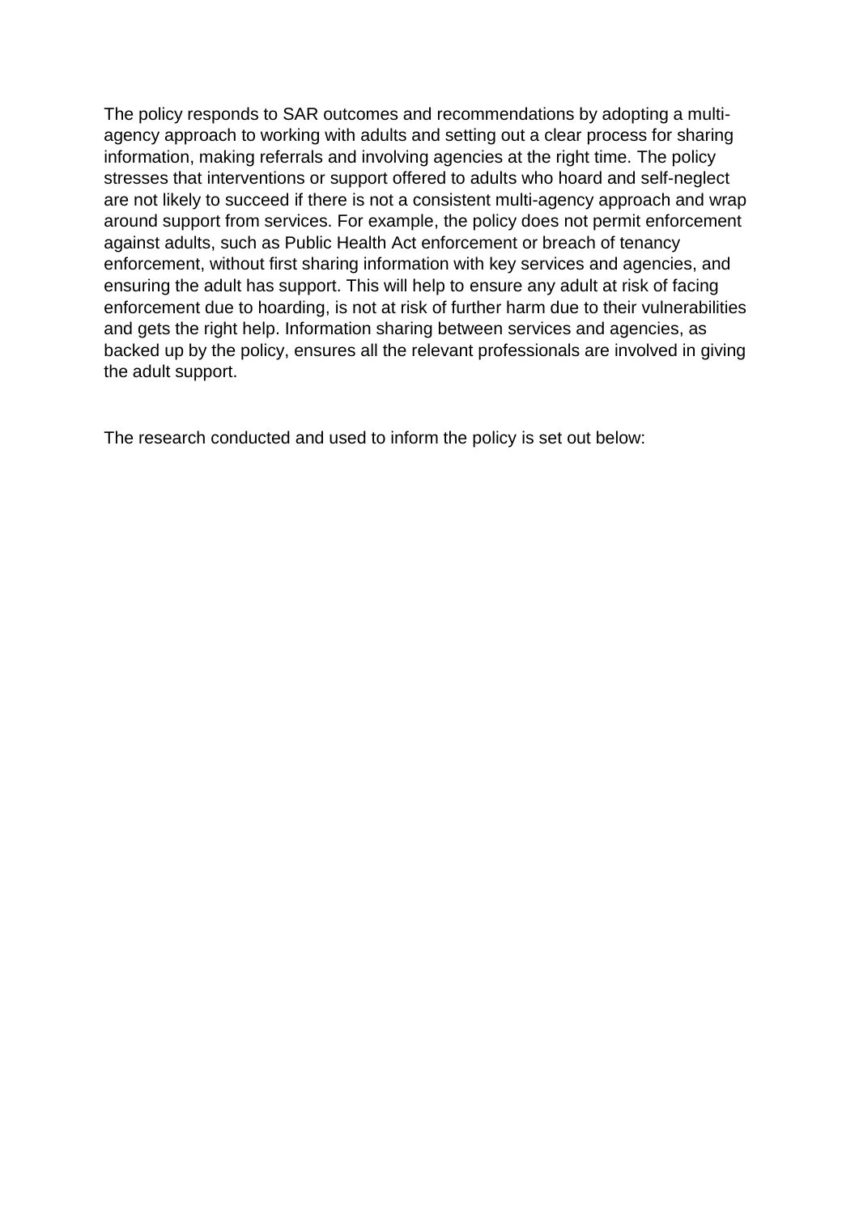The policy responds to SAR outcomes and recommendations by adopting a multi-agency approach to working with adults and setting out a clear process for sharing information, making referrals and involving agencies at the right time. The policy stresses that interventions or support offered to adults who hoard and self-neglect are not likely to succeed if there is not a consistent multi-agency approach and wrap around support from services. For example, the policy does not permit enforcement against adults, such as Public Health Act enforcement or breach of tenancy enforcement, without first sharing information with key services and agencies, and ensuring the adult has support. This will help to ensure any adult at risk of facing enforcement due to hoarding, is not at risk of further harm due to their vulnerabilities and gets the right help. Information sharing between services and agencies, as backed up by the policy, ensures all the relevant professionals are involved in giving the adult support.

The research conducted and used to inform the policy is set out below: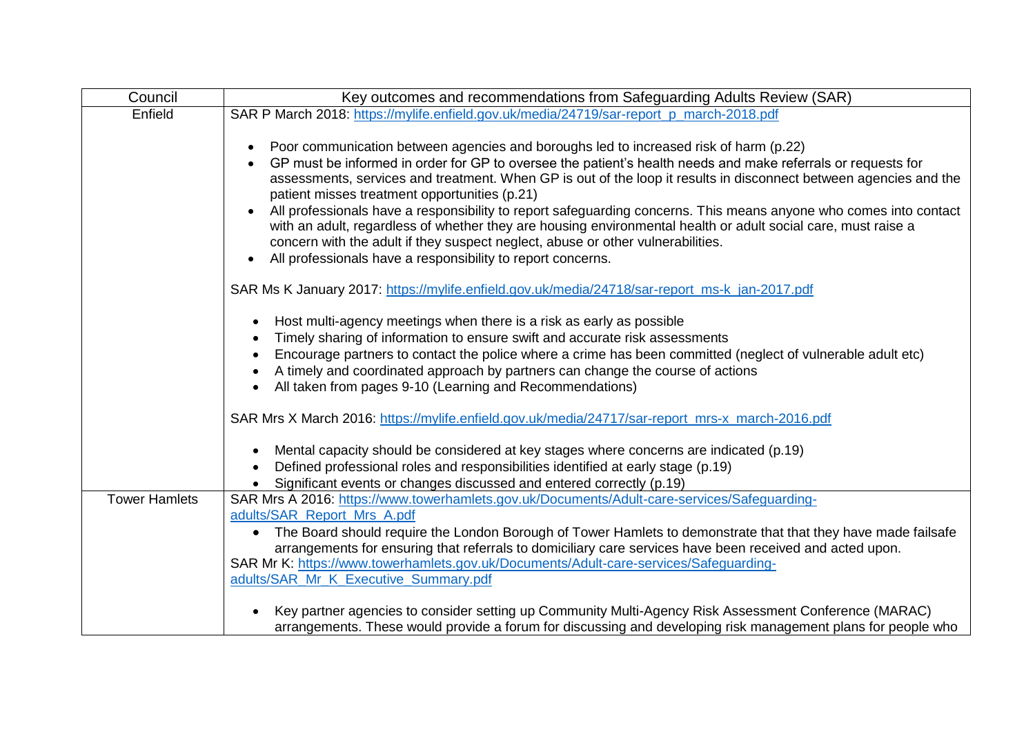| Council | Key outcomes and recommendations from Safeguarding Adults Review (SAR) |
|---|---|
| Enfield | SAR P March 2018: https://mylife.enfield.gov.uk/media/24719/sar-report_p_march-2018.pdf<br><br>• Poor communication between agencies and boroughs led to increased risk of harm (p.22)<br>• GP must be informed in order for GP to oversee the patient's health needs and make referrals or requests for assessments, services and treatment. When GP is out of the loop it results in disconnect between agencies and the patient misses treatment opportunities (p.21)<br>• All professionals have a responsibility to report safeguarding concerns. This means anyone who comes into contact with an adult, regardless of whether they are housing environmental health or adult social care, must raise a concern with the adult if they suspect neglect, abuse or other vulnerabilities.<br>• All professionals have a responsibility to report concerns.<br><br>SAR Ms K January 2017: https://mylife.enfield.gov.uk/media/24718/sar-report_ms-k_jan-2017.pdf<br><br>• Host multi-agency meetings when there is a risk as early as possible<br>• Timely sharing of information to ensure swift and accurate risk assessments<br>• Encourage partners to contact the police where a crime has been committed (neglect of vulnerable adult etc)<br>• A timely and coordinated approach by partners can change the course of actions<br>• All taken from pages 9-10 (Learning and Recommendations)<br><br>SAR Mrs X March 2016: https://mylife.enfield.gov.uk/media/24717/sar-report_mrs-x_march-2016.pdf<br><br>• Mental capacity should be considered at key stages where concerns are indicated (p.19)<br>• Defined professional roles and responsibilities identified at early stage (p.19)<br>• Significant events or changes discussed and entered correctly (p.19) |
| Tower Hamlets | SAR Mrs A 2016: https://www.towerhamlets.gov.uk/Documents/Adult-care-services/Safeguarding-adults/SAR_Report_Mrs_A.pdf<br>• The Board should require the London Borough of Tower Hamlets to demonstrate that that they have made failsafe arrangements for ensuring that referrals to domiciliary care services have been received and acted upon.<br>SAR Mr K: https://www.towerhamlets.gov.uk/Documents/Adult-care-services/Safeguarding-adults/SAR_Mr_K_Executive_Summary.pdf<br><br>• Key partner agencies to consider setting up Community Multi-Agency Risk Assessment Conference (MARAC) arrangements. These would provide a forum for discussing and developing risk management plans for people who |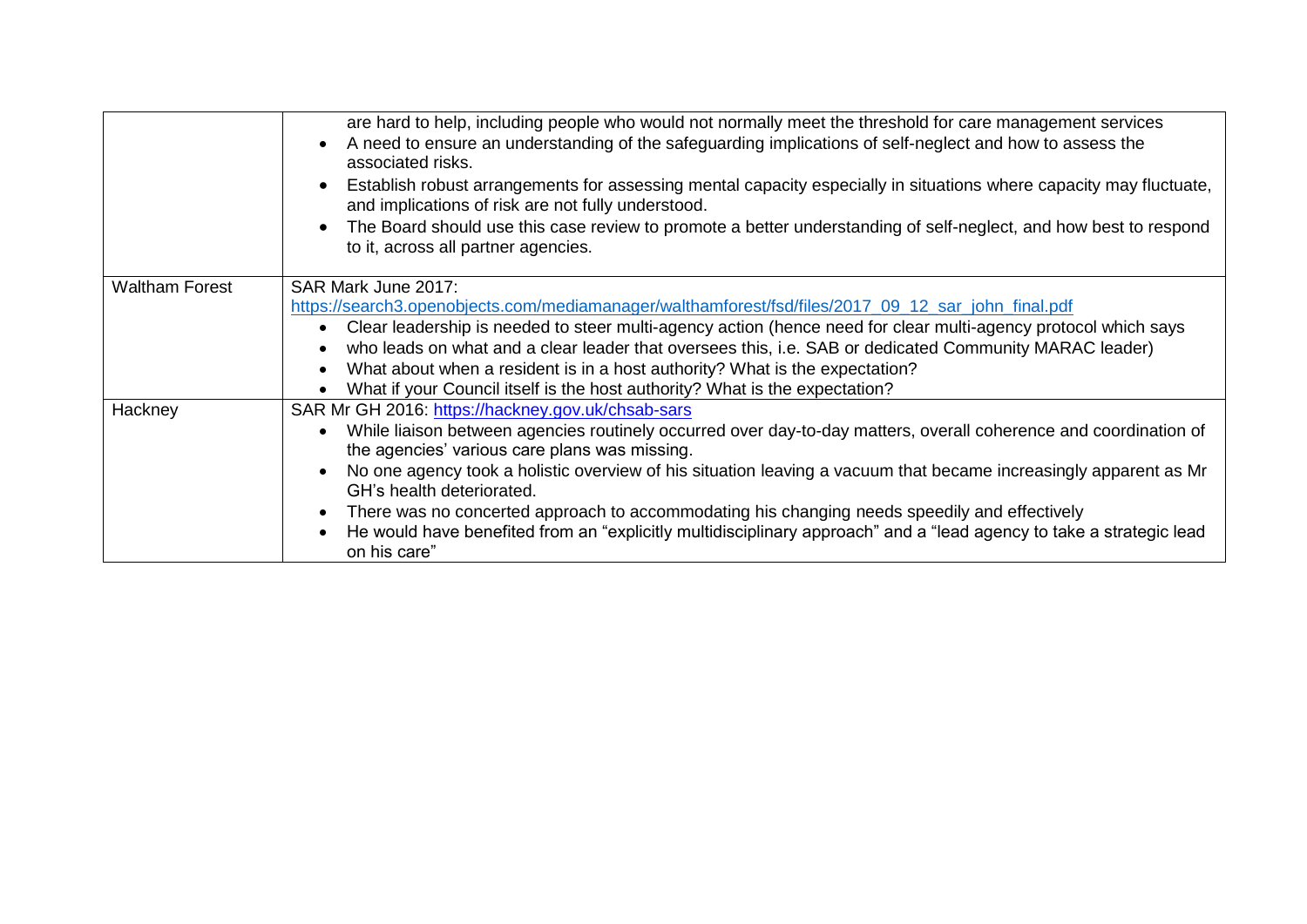| | |
|---|---|
| | are hard to help, including people who would not normally meet the threshold for care management services<br>• A need to ensure an understanding of the safeguarding implications of self-neglect and how to assess the associated risks.<br>• Establish robust arrangements for assessing mental capacity especially in situations where capacity may fluctuate, and implications of risk are not fully understood.<br>• The Board should use this case review to promote a better understanding of self-neglect, and how best to respond to it, across all partner agencies. |
| Waltham Forest | SAR Mark June 2017:<br>https://search3.openobjects.com/mediamanager/walthamforest/fsd/files/2017_09_12_sar_john_final.pdf<br>• Clear leadership is needed to steer multi-agency action (hence need for clear multi-agency protocol which says<br>• who leads on what and a clear leader that oversees this, i.e. SAB or dedicated Community MARAC leader)<br>• What about when a resident is in a host authority? What is the expectation?<br>• What if your Council itself is the host authority? What is the expectation? |
| Hackney | SAR Mr GH 2016: https://hackney.gov.uk/chsab-sars<br>• While liaison between agencies routinely occurred over day-to-day matters, overall coherence and coordination of the agencies' various care plans was missing.<br>• No one agency took a holistic overview of his situation leaving a vacuum that became increasingly apparent as Mr GH's health deteriorated.<br>• There was no concerted approach to accommodating his changing needs speedily and effectively<br>• He would have benefited from an "explicitly multidisciplinary approach" and a "lead agency to take a strategic lead on his care" |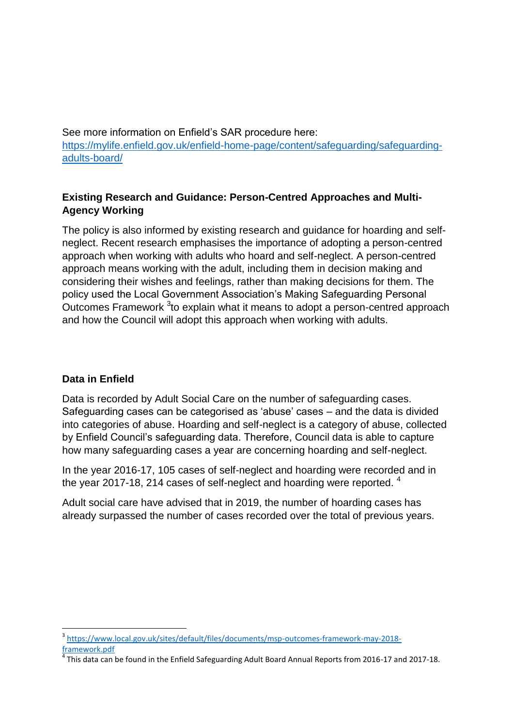See more information on Enfield's SAR procedure here: [https://mylife.enfield.gov.uk/enfield-home-page/content/safeguarding/safeguarding-adults-board/](https://mylife.enfield.gov.uk/enfield-home-page/content/safeguarding/safeguarding-adults-board/)

**Existing Research and Guidance: Person-Centred Approaches and Multi-Agency Working**

The policy is also informed by existing research and guidance for hoarding and self-neglect. Recent research emphasises the importance of adopting a person-centred approach when working with adults who hoard and self-neglect. A person-centred approach means working with the adult, including them in decision making and considering their wishes and feelings, rather than making decisions for them. The policy used the Local Government Association's Making Safeguarding Personal Outcomes Framework [3]to explain what it means to adopt a person-centred approach and how the Council will adopt this approach when working with adults.

**Data in Enfield**

Data is recorded by Adult Social Care on the number of safeguarding cases. Safeguarding cases can be categorised as 'abuse' cases – and the data is divided into categories of abuse. Hoarding and self-neglect is a category of abuse, collected by Enfield Council's safeguarding data. Therefore, Council data is able to capture how many safeguarding cases a year are concerning hoarding and self-neglect.

In the year 2016-17, 105 cases of self-neglect and hoarding were recorded and in the year 2017-18, 214 cases of self-neglect and hoarding were reported. [4]

Adult social care have advised that in 2019, the number of hoarding cases has already surpassed the number of cases recorded over the total of previous years.

---

[3] [https://www.local.gov.uk/sites/default/files/documents/msp-outcomes-framework-may-2018-framework.pdf](https://www.local.gov.uk/sites/default/files/documents/msp-outcomes-framework-may-2018-framework.pdf)

[4] This data can be found in the Enfield Safeguarding Adult Board Annual Reports from 2016-17 and 2017-18.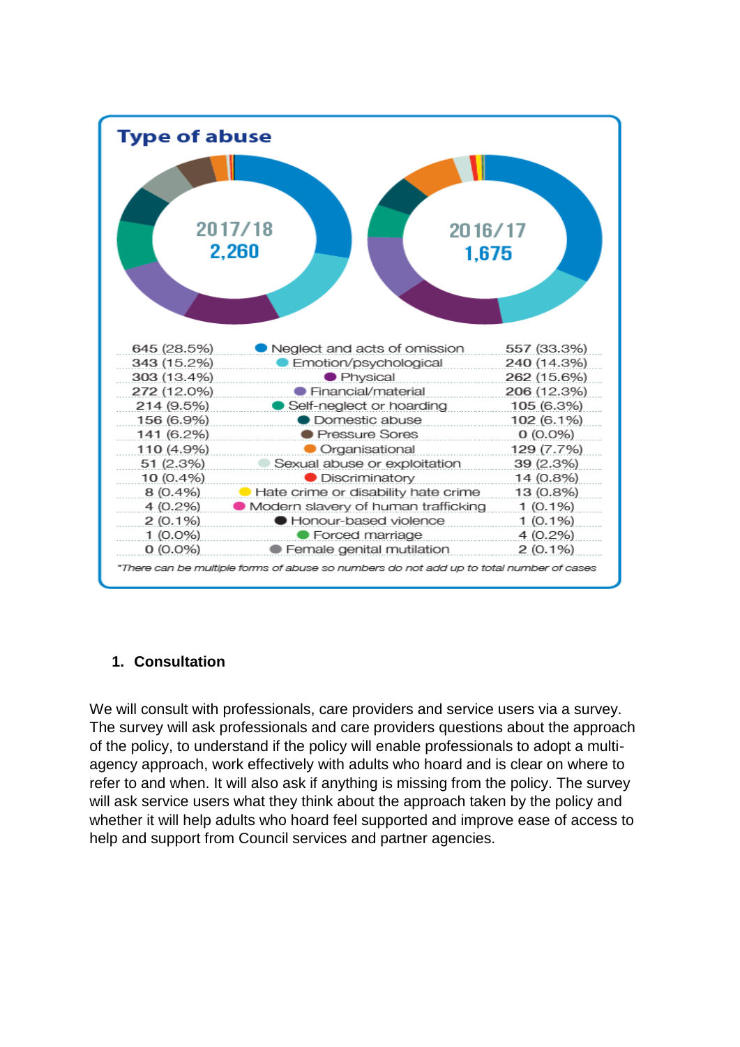## Type of abuse

| 2017/18 (2,260) | Type of abuse | 2016/17 (1,675) |
|---|---|---|
| 645 (28.5%) | Neglect and acts of omission | 557 (33.3%) |
| 343 (15.2%) | Emotion/psychological | 240 (14.3%) |
| 303 (13.4%) | Physical | 262 (15.6%) |
| 272 (12.0%) | Financial/material | 206 (12.3%) |
| 214 (9.5%) | Self-neglect or hoarding | 105 (6.3%) |
| 156 (6.9%) | Domestic abuse | 102 (6.1%) |
| 141 (6.2%) | Pressure Sores | 0 (0.0%) |
| 110 (4.9%) | Organisational | 129 (7.7%) |
| 51 (2.3%) | Sexual abuse or exploitation | 39 (2.3%) |
| 10 (0.4%) | Discriminatory | 14 (0.8%) |
| 8 (0.4%) | Hate crime or disability hate crime | 13 (0.8%) |
| 4 (0.2%) | Modern slavery of human trafficking | 1 (0.1%) |
| 2 (0.1%) | Honour-based violence | 1 (0.1%) |
| 1 (0.0%) | Forced marriage | 4 (0.2%) |
| 0 (0.0%) | Female genital mutilation | 2 (0.1%) |

*There can be multiple forms of abuse so numbers do not add up to total number of cases

## 1. Consultation

We will consult with professionals, care providers and service users via a survey. The survey will ask professionals and care providers questions about the approach of the policy, to understand if the policy will enable professionals to adopt a multi-agency approach, work effectively with adults who hoard and is clear on where to refer to and when. It will also ask if anything is missing from the policy. The survey will ask service users what they think about the approach taken by the policy and whether it will help adults who hoard feel supported and improve ease of access to help and support from Council services and partner agencies.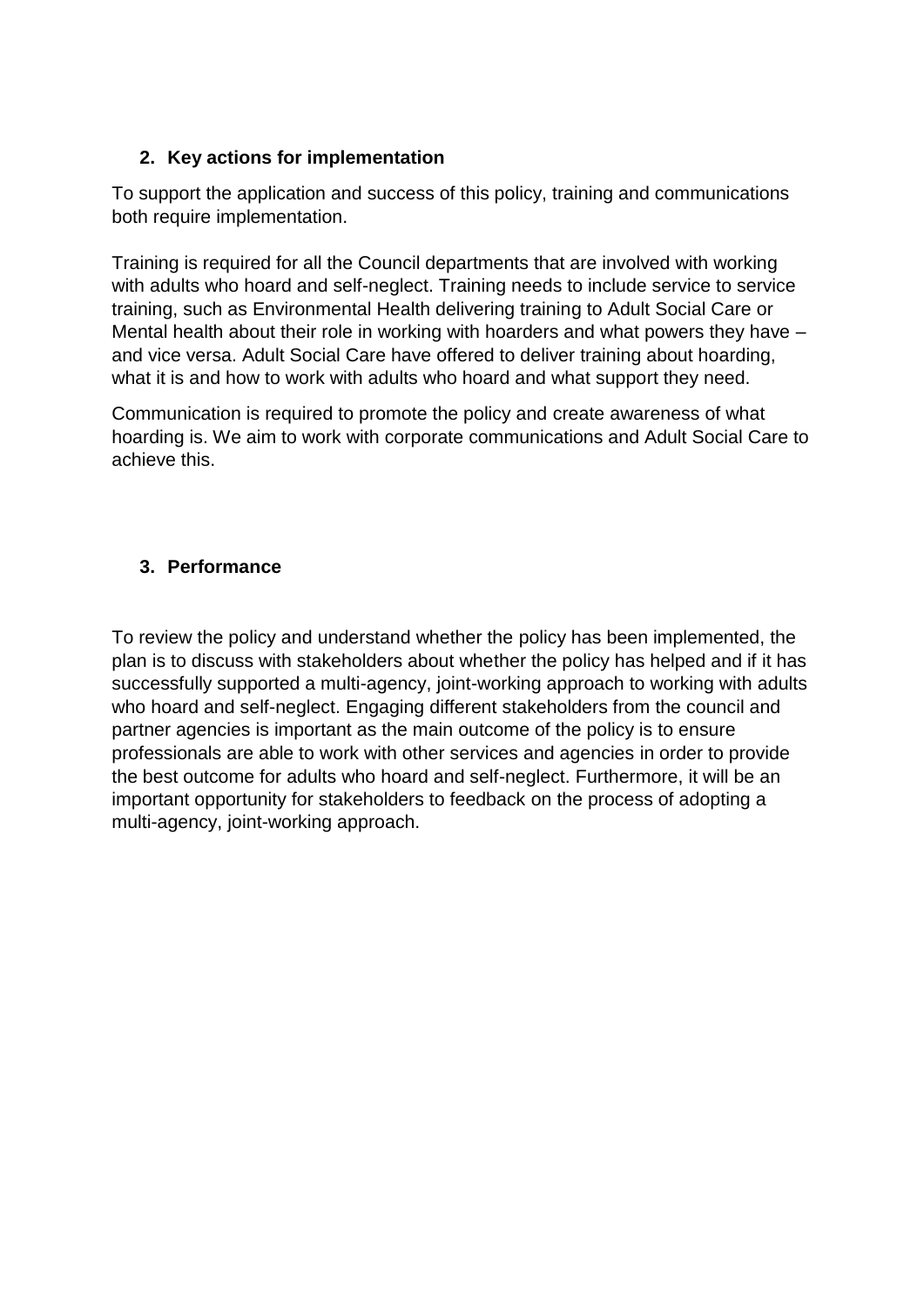## 2. Key actions for implementation

To support the application and success of this policy, training and communications both require implementation.

Training is required for all the Council departments that are involved with working with adults who hoard and self-neglect. Training needs to include service to service training, such as Environmental Health delivering training to Adult Social Care or Mental health about their role in working with hoarders and what powers they have – and vice versa. Adult Social Care have offered to deliver training about hoarding, what it is and how to work with adults who hoard and what support they need.

Communication is required to promote the policy and create awareness of what hoarding is. We aim to work with corporate communications and Adult Social Care to achieve this.

## 3. Performance

To review the policy and understand whether the policy has been implemented, the plan is to discuss with stakeholders about whether the policy has helped and if it has successfully supported a multi-agency, joint-working approach to working with adults who hoard and self-neglect. Engaging different stakeholders from the council and partner agencies is important as the main outcome of the policy is to ensure professionals are able to work with other services and agencies in order to provide the best outcome for adults who hoard and self-neglect. Furthermore, it will be an important opportunity for stakeholders to feedback on the process of adopting a multi-agency, joint-working approach.